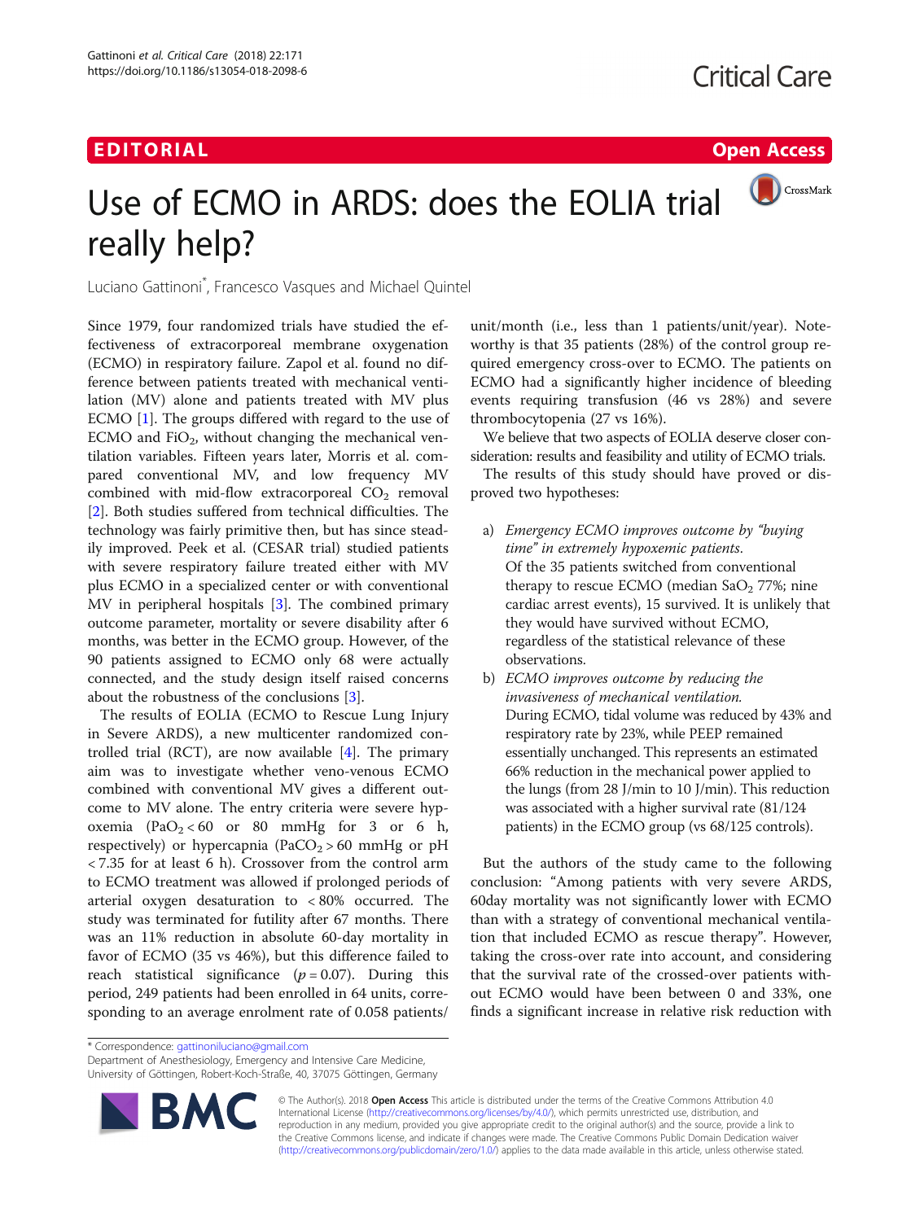EDITORIAL

Open Access

# Use of ECMO in ARDS: does the EOLIA trial really help?

Luciano Gattinoni*, Francesco Vasques and Michael Quintel

Since 1979, four randomized trials have studied the effectiveness of extracorporeal membrane oxygenation (ECMO) in respiratory failure. Zapol et al. found no difference between patients treated with mechanical ventilation (MV) alone and patients treated with MV plus ECMO [1]. The groups differed with regard to the use of ECMO and $FiO_2$, without changing the mechanical ventilation variables. Fifteen years later, Morris et al. compared conventional MV, and low frequency MV combined with mid-flow extracorporeal $CO_2$ removal [2]. Both studies suffered from technical difficulties. The technology was fairly primitive then, but has since steadily improved. Peek et al. (CESAR trial) studied patients with severe respiratory failure treated either with MV plus ECMO in a specialized center or with conventional MV in peripheral hospitals [3]. The combined primary outcome parameter, mortality or severe disability after 6 months, was better in the ECMO group. However, of the 90 patients assigned to ECMO only 68 were actually connected, and the study design itself raised concerns about the robustness of the conclusions [3].

The results of EOLIA (ECMO to Rescue Lung Injury in Severe ARDS), a new multicenter randomized controlled trial (RCT), are now available [4]. The primary aim was to investigate whether veno-venous ECMO combined with conventional MV gives a different outcome to MV alone. The entry criteria were severe hypoxemia ($PaO_2 < 60$ or 80 mmHg for 3 or 6 h, respectively) or hypercapnia ($PaCO_2 > 60$ mmHg or pH < 7.35 for at least 6 h). Crossover from the control arm to ECMO treatment was allowed if prolonged periods of arterial oxygen desaturation to < 80% occurred. The study was terminated for futility after 67 months. There was an 11% reduction in absolute 60-day mortality in favor of ECMO (35 vs 46%), but this difference failed to reach statistical significance ($p = 0.07$). During this period, 249 patients had been enrolled in 64 units, corresponding to an average enrolment rate of 0.058 patients/unit/month (i.e., less than 1 patients/unit/year). Noteworthy is that 35 patients (28%) of the control group required emergency cross-over to ECMO. The patients on ECMO had a significantly higher incidence of bleeding events requiring transfusion (46 vs 28%) and severe thrombocytopenia (27 vs 16%).

We believe that two aspects of EOLIA deserve closer consideration: results and feasibility and utility of ECMO trials.

The results of this study should have proved or disproved two hypotheses:

a) *Emergency ECMO improves outcome by "buying time" in extremely hypoxemic patients.*
   Of the 35 patients switched from conventional therapy to rescue ECMO (median $SaO_2$ 77%; nine cardiac arrest events), 15 survived. It is unlikely that they would have survived without ECMO, regardless of the statistical relevance of these observations.
b) *ECMO improves outcome by reducing the invasiveness of mechanical ventilation.*
   During ECMO, tidal volume was reduced by 43% and respiratory rate by 23%, while PEEP remained essentially unchanged. This represents an estimated 66% reduction in the mechanical power applied to the lungs (from 28 J/min to 10 J/min). This reduction was associated with a higher survival rate (81/124 patients) in the ECMO group (vs 68/125 controls).

But the authors of the study came to the following conclusion: "Among patients with very severe ARDS, 60day mortality was not significantly lower with ECMO than with a strategy of conventional mechanical ventilation that included ECMO as rescue therapy". However, taking the cross-over rate into account, and considering that the survival rate of the crossed-over patients without ECMO would have been between 0 and 33%, one finds a significant increase in relative risk reduction with

* Correspondence: gattinoniluciano@gmail.com
Department of Anesthesiology, Emergency and Intensive Care Medicine, University of Göttingen, Robert-Koch-Straße, 40, 37075 Göttingen, Germany

© The Author(s). 2018 **Open Access** This article is distributed under the terms of the Creative Commons Attribution 4.0 International License (http://creativecommons.org/licenses/by/4.0/), which permits unrestricted use, distribution, and reproduction in any medium, provided you give appropriate credit to the original author(s) and the source, provide a link to the Creative Commons license, and indicate if changes were made. The Creative Commons Public Domain Dedication waiver (http://creativecommons.org/publicdomain/zero/1.0/) applies to the data made available in this article, unless otherwise stated.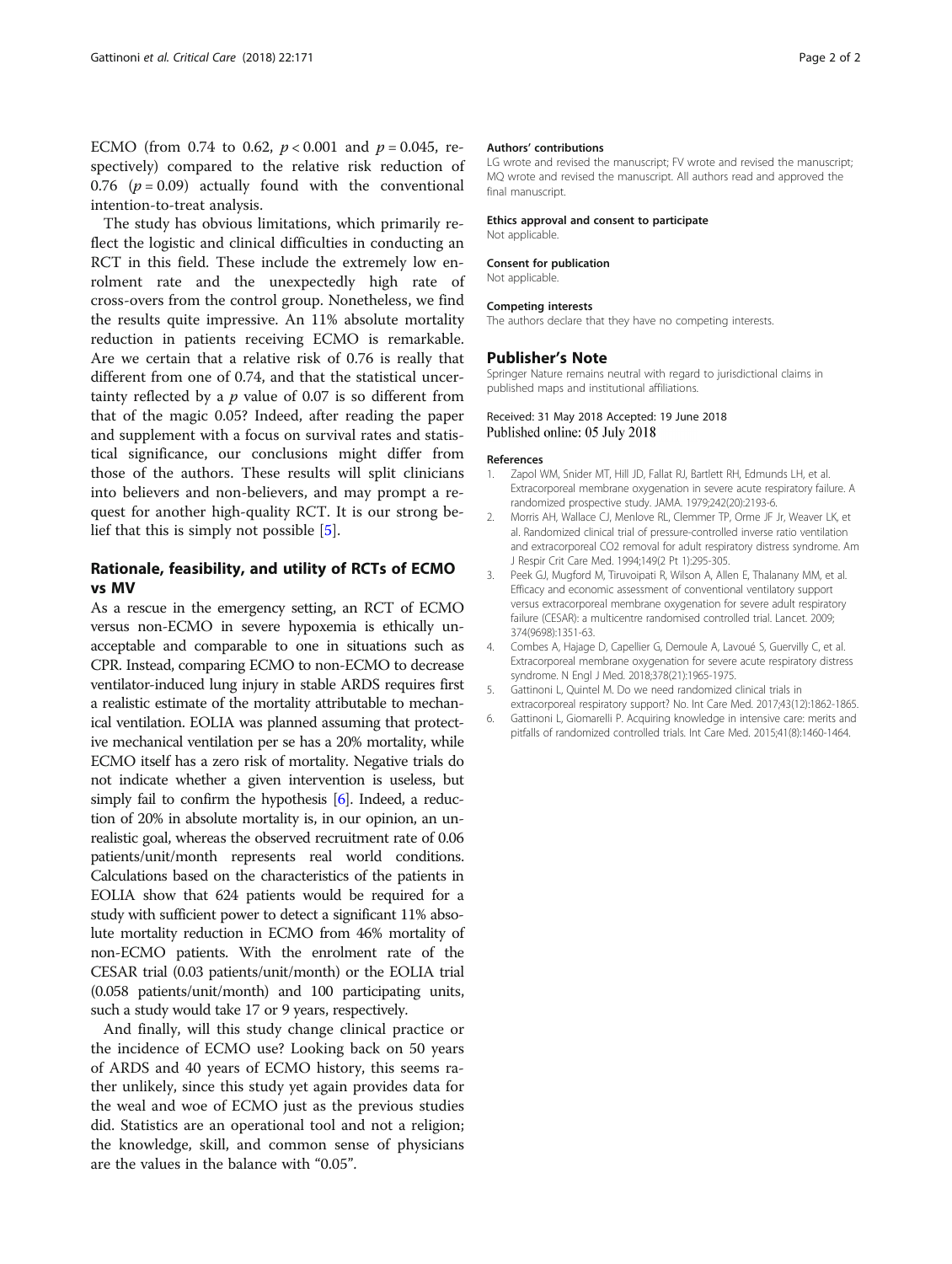ECMO (from 0.74 to 0.62, $p < 0.001$ and $p = 0.045$, respectively) compared to the relative risk reduction of 0.76 ($p = 0.09$) actually found with the conventional intention-to-treat analysis.

The study has obvious limitations, which primarily reflect the logistic and clinical difficulties in conducting an RCT in this field. These include the extremely low enrolment rate and the unexpectedly high rate of cross-overs from the control group. Nonetheless, we find the results quite impressive. An 11% absolute mortality reduction in patients receiving ECMO is remarkable. Are we certain that a relative risk of 0.76 is really that different from one of 0.74, and that the statistical uncertainty reflected by a $p$ value of 0.07 is so different from that of the magic 0.05? Indeed, after reading the paper and supplement with a focus on survival rates and statistical significance, our conclusions might differ from those of the authors. These results will split clinicians into believers and non-believers, and may prompt a request for another high-quality RCT. It is our strong belief that this is simply not possible [5].

## Rationale, feasibility, and utility of RCTs of ECMO vs MV

As a rescue in the emergency setting, an RCT of ECMO versus non-ECMO in severe hypoxemia is ethically unacceptable and comparable to one in situations such as CPR. Instead, comparing ECMO to non-ECMO to decrease ventilator-induced lung injury in stable ARDS requires first a realistic estimate of the mortality attributable to mechanical ventilation. EOLIA was planned assuming that protective mechanical ventilation per se has a 20% mortality, while ECMO itself has a zero risk of mortality. Negative trials do not indicate whether a given intervention is useless, but simply fail to confirm the hypothesis [6]. Indeed, a reduction of 20% in absolute mortality is, in our opinion, an unrealistic goal, whereas the observed recruitment rate of 0.06 patients/unit/month represents real world conditions. Calculations based on the characteristics of the patients in EOLIA show that 624 patients would be required for a study with sufficient power to detect a significant 11% absolute mortality reduction in ECMO from 46% mortality of non-ECMO patients. With the enrolment rate of the CESAR trial (0.03 patients/unit/month) or the EOLIA trial (0.058 patients/unit/month) and 100 participating units, such a study would take 17 or 9 years, respectively.

And finally, will this study change clinical practice or the incidence of ECMO use? Looking back on 50 years of ARDS and 40 years of ECMO history, this seems rather unlikely, since this study yet again provides data for the weal and woe of ECMO just as the previous studies did. Statistics are an operational tool and not a religion; the knowledge, skill, and common sense of physicians are the values in the balance with "0.05".

#### Authors' contributions

LG wrote and revised the manuscript; FV wrote and revised the manuscript; MQ wrote and revised the manuscript. All authors read and approved the final manuscript.

#### Ethics approval and consent to participate

Not applicable.

#### Consent for publication

Not applicable.

#### Competing interests

The authors declare that they have no competing interests.

### Publisher's Note

Springer Nature remains neutral with regard to jurisdictional claims in published maps and institutional affiliations.

Received: 31 May 2018 Accepted: 19 June 2018
Published online: 05 July 2018

#### References

1. Zapol WM, Snider MT, Hill JD, Fallat RJ, Bartlett RH, Edmunds LH, et al. Extracorporeal membrane oxygenation in severe acute respiratory failure. A randomized prospective study. JAMA. 1979;242(20):2193-6.
2. Morris AH, Wallace CJ, Menlove RL, Clemmer TP, Orme JF Jr, Weaver LK, et al. Randomized clinical trial of pressure-controlled inverse ratio ventilation and extracorporeal CO2 removal for adult respiratory distress syndrome. Am J Respir Crit Care Med. 1994;149(2 Pt 1):295-305.
3. Peek GJ, Mugford M, Tiruvoipati R, Wilson A, Allen E, Thalanany MM, et al. Efficacy and economic assessment of conventional ventilatory support versus extracorporeal membrane oxygenation for severe adult respiratory failure (CESAR): a multicentre randomised controlled trial. Lancet. 2009; 374(9698):1351-63.
4. Combes A, Hajage D, Capellier G, Demoule A, Lavoué S, Guervilly C, et al. Extracorporeal membrane oxygenation for severe acute respiratory distress syndrome. N Engl J Med. 2018;378(21):1965-1975.
5. Gattinoni L, Quintel M. Do we need randomized clinical trials in extracorporeal respiratory support? No. Int Care Med. 2017;43(12):1862-1865.
6. Gattinoni L, Giomarelli P. Acquiring knowledge in intensive care: merits and pitfalls of randomized controlled trials. Int Care Med. 2015;41(8):1460-1464.